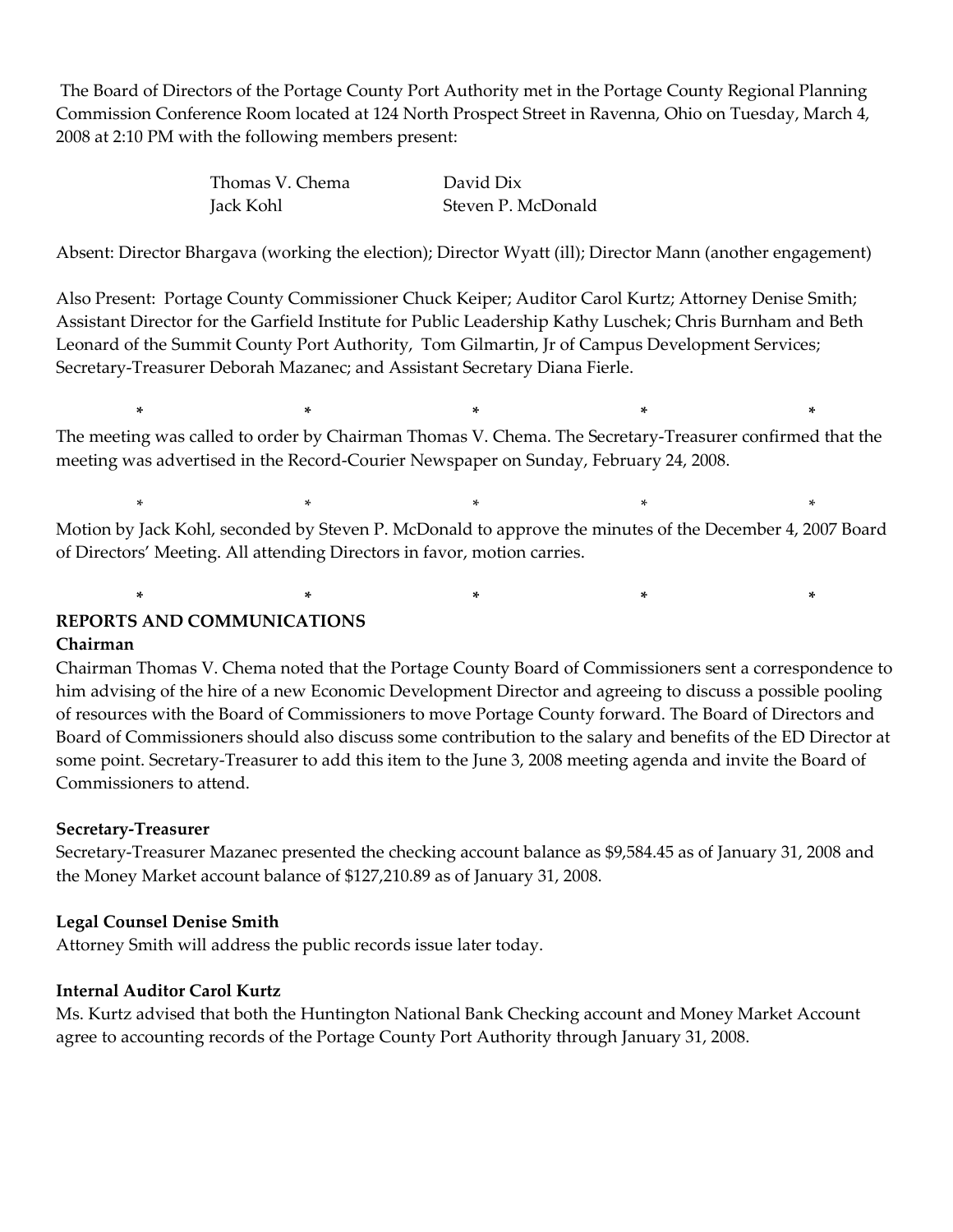The Board of Directors of the Portage County Port Authority met in the Portage County Regional Planning Commission Conference Room located at 124 North Prospect Street in Ravenna, Ohio on Tuesday, March 4, 2008 at 2:10 PM with the following members present:

| | |
|---|---|
| Thomas V. Chema | David Dix |
| Jack Kohl | Steven P. McDonald |

Absent: Director Bhargava (working the election); Director Wyatt (ill); Director Mann (another engagement)

Also Present: Portage County Commissioner Chuck Keiper; Auditor Carol Kurtz; Attorney Denise Smith; Assistant Director for the Garfield Institute for Public Leadership Kathy Luschek; Chris Burnham and Beth Leonard of the Summit County Port Authority, Tom Gilmartin, Jr of Campus Development Services; Secretary-Treasurer Deborah Mazanec; and Assistant Secretary Diana Fierle.

\* \* \* \* \*

The meeting was called to order by Chairman Thomas V. Chema. The Secretary-Treasurer confirmed that the meeting was advertised in the Record-Courier Newspaper on Sunday, February 24, 2008.

\* \* \* \* \*

Motion by Jack Kohl, seconded by Steven P. McDonald to approve the minutes of the December 4, 2007 Board of Directors' Meeting. All attending Directors in favor, motion carries.

\* \* \* \* \*

## REPORTS AND COMMUNICATIONS

### Chairman

Chairman Thomas V. Chema noted that the Portage County Board of Commissioners sent a correspondence to him advising of the hire of a new Economic Development Director and agreeing to discuss a possible pooling of resources with the Board of Commissioners to move Portage County forward. The Board of Directors and Board of Commissioners should also discuss some contribution to the salary and benefits of the ED Director at some point. Secretary-Treasurer to add this item to the June 3, 2008 meeting agenda and invite the Board of Commissioners to attend.

### Secretary-Treasurer

Secretary-Treasurer Mazanec presented the checking account balance as $9,584.45 as of January 31, 2008 and the Money Market account balance of $127,210.89 as of January 31, 2008.

### Legal Counsel Denise Smith

Attorney Smith will address the public records issue later today.

### Internal Auditor Carol Kurtz

Ms. Kurtz advised that both the Huntington National Bank Checking account and Money Market Account agree to accounting records of the Portage County Port Authority through January 31, 2008.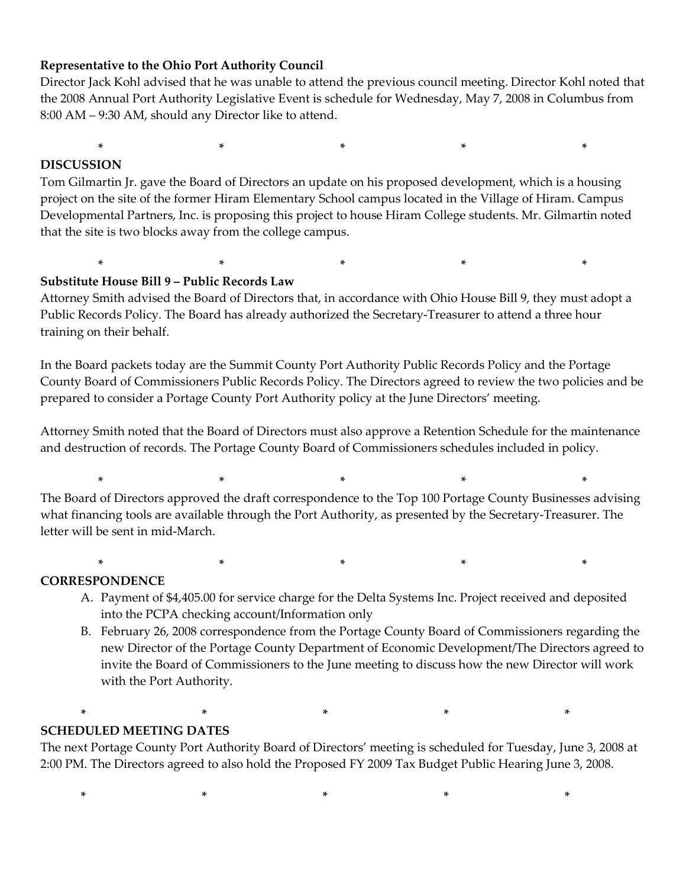**Representative to the Ohio Port Authority Council**

Director Jack Kohl advised that he was unable to attend the previous council meeting. Director Kohl noted that the 2008 Annual Port Authority Legislative Event is schedule for Wednesday, May 7, 2008 in Columbus from 8:00 AM – 9:30 AM, should any Director like to attend.

\* \* \* \* \*

**DISCUSSION**

Tom Gilmartin Jr. gave the Board of Directors an update on his proposed development, which is a housing project on the site of the former Hiram Elementary School campus located in the Village of Hiram. Campus Developmental Partners, Inc. is proposing this project to house Hiram College students. Mr. Gilmartin noted that the site is two blocks away from the college campus.

\* \* \* \* \*

**Substitute House Bill 9 – Public Records Law**

Attorney Smith advised the Board of Directors that, in accordance with Ohio House Bill 9, they must adopt a Public Records Policy. The Board has already authorized the Secretary-Treasurer to attend a three hour training on their behalf.

In the Board packets today are the Summit County Port Authority Public Records Policy and the Portage County Board of Commissioners Public Records Policy. The Directors agreed to review the two policies and be prepared to consider a Portage County Port Authority policy at the June Directors' meeting.

Attorney Smith noted that the Board of Directors must also approve a Retention Schedule for the maintenance and destruction of records. The Portage County Board of Commissioners schedules included in policy.

\* \* \* \* \*

The Board of Directors approved the draft correspondence to the Top 100 Portage County Businesses advising what financing tools are available through the Port Authority, as presented by the Secretary-Treasurer. The letter will be sent in mid-March.

\* \* \* \* \*

**CORRESPONDENCE**

A. Payment of $4,405.00 for service charge for the Delta Systems Inc. Project received and deposited into the PCPA checking account/Information only
B. February 26, 2008 correspondence from the Portage County Board of Commissioners regarding the new Director of the Portage County Department of Economic Development/The Directors agreed to invite the Board of Commissioners to the June meeting to discuss how the new Director will work with the Port Authority.

\* \* \* \* \*

**SCHEDULED MEETING DATES**

The next Portage County Port Authority Board of Directors' meeting is scheduled for Tuesday, June 3, 2008 at 2:00 PM. The Directors agreed to also hold the Proposed FY 2009 Tax Budget Public Hearing June 3, 2008.

\* \* \* \* \*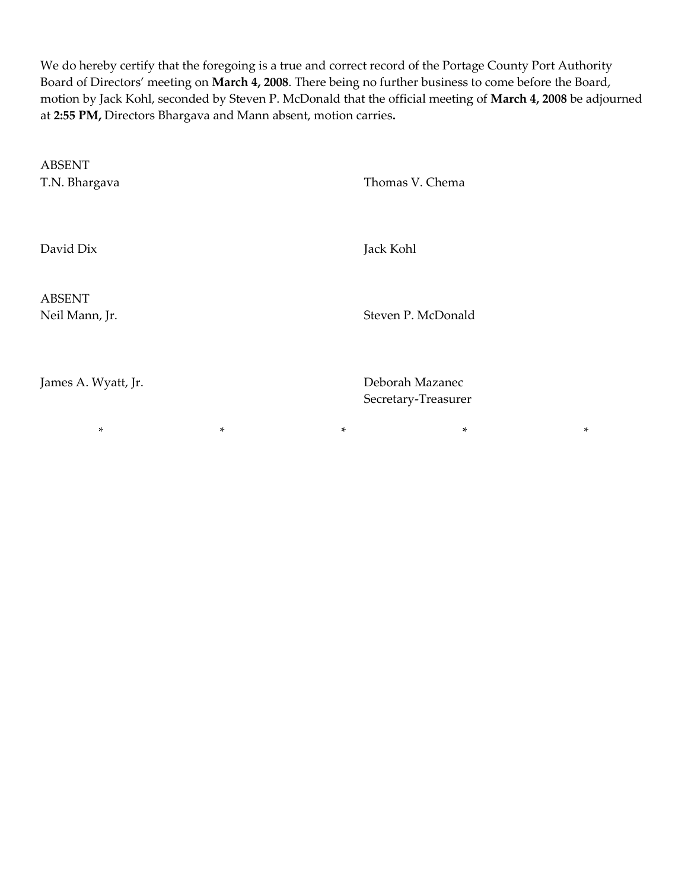We do hereby certify that the foregoing is a true and correct record of the Portage County Port Authority Board of Directors' meeting on **March 4, 2008**. There being no further business to come before the Board, motion by Jack Kohl, seconded by Steven P. McDonald that the official meeting of **March 4, 2008** be adjourned at **2:55 PM,** Directors Bhargava and Mann absent, motion carries**.**

ABSENT
T.N. Bhargava

Thomas V. Chema

David Dix

Jack Kohl

ABSENT
Neil Mann, Jr.

Steven P. McDonald

James A. Wyatt, Jr.

Deborah Mazanec
Secretary-Treasurer

\*　　\*　　\*　　\*　　\*